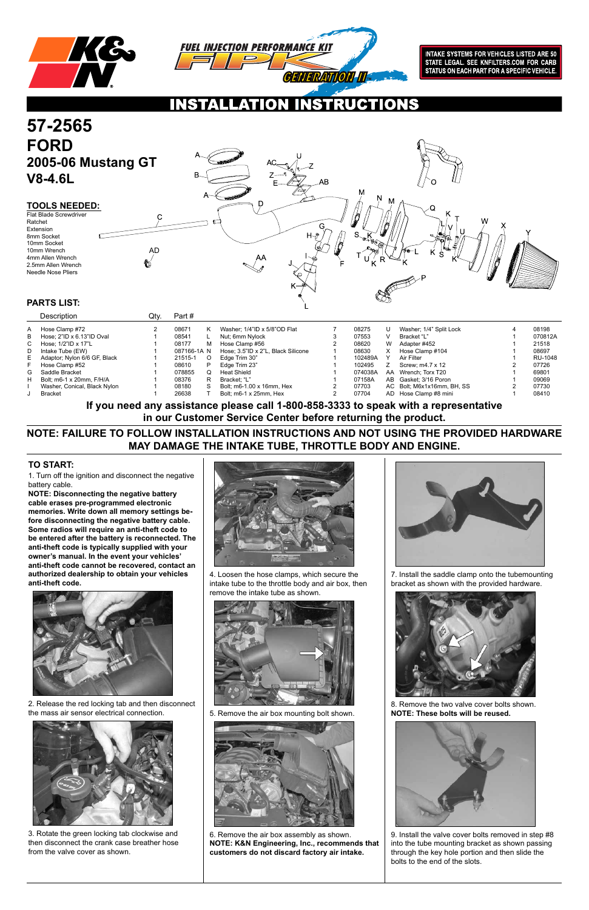INTAKE SYSTEMS FOR VEHICLES LISTED ARE 50 STATE LEGAL. SEE KNFILTERS.COM FOR CARB STATUS ON EACH PART FOR A SPECIFIC VEHICLE.

# INSTALLATION INSTRUCTIONS

# 57-2565

## FORD

## 2005-06 Mustang GT

## V8-4.6L

### TOOLS NEEDED:

Flat Blade Screwdriver
Ratchet
Extension
8mm Socket
10mm Socket
10mm Wrench
4mm Allen Wrench
2.5mm Allen Wrench
Needle Nose Pliers

### PARTS LIST:

| | Description | Qty. | Part # | | Description | Qty. | Part # | | Description | Qty. | Part # |
|---|---|---|---|---|---|---|---|---|---|---|---|
| A | Hose Clamp #72 | 2 | 08671 | K | Washer; 1/4"ID x 5/8"OD Flat | 7 | 08275 | U | Washer; 1/4" Split Lock | 4 | 08198 |
| B | Hose; 2"ID x 6.13"ID Oval | 1 | 08541 | L | Nut; 6mm Nylock | 3 | 07553 | V | Bracket "L" | 1 | 070812A |
| C | Hose; 1/2"ID x 17"L | 1 | 08177 | M | Hose Clamp #56 | 2 | 08620 | W | Adapter #452 | 1 | 21518 |
| D | Intake Tube (EW) | 1 | 087166-1A | N | Hose; 3.5"ID x 2"L, Black Silicone | 1 | 08630 | X | Hose Clamp #104 | 1 | 08697 |
| E | Adaptor; Nylon 6/6 GF, Black | 1 | 21515-1 | O | Edge Trim 30" | 1 | 102489A | Y | Air Filter | 1 | RU-1048 |
| F | Hose Clamp #52 | 1 | 08610 | P | Edge Trim 23" | 1 | 102495 | Z | Screw; m4.7 x 12 | 2 | 07726 |
| G | Saddle Bracket | 1 | 078855 | Q | Heat Shield | 1 | 074038A | AA | Wrench; Torx T20 | 1 | 69801 |
| H | Bolt; m6-1 x 20mm, F/H/A | 1 | 08376 | R | Bracket; "L" | 1 | 07158A | AB | Gasket; 3/16 Poron | 1 | 09069 |
| I | Washer, Conical, Black Nylon | 1 | 08180 | S | Bolt; m6-1.00 x 16mm, Hex | 2 | 07703 | AC | Bolt; M6x1x16mm, BH, SS | 2 | 07730 |
| J | Bracket | 1 | 26638 | T | Bolt; m6-1 x 25mm, Hex | 2 | 07704 | AD | Hose Clamp #8 mini | 1 | 08410 |

**If you need any assistance please call 1-800-858-3333 to speak with a representative in our Customer Service Center before returning the product.**

**NOTE: FAILURE TO FOLLOW INSTALLATION INSTRUCTIONS AND NOT USING THE PROVIDED HARDWARE MAY DAMAGE THE INTAKE TUBE, THROTTLE BODY AND ENGINE.**

### TO START:

1. Turn off the ignition and disconnect the negative battery cable.

**NOTE: Disconnecting the negative battery cable erases pre-programmed electronic memories. Write down all memory settings before disconnecting the negative battery cable. Some radios will require an anti-theft code to be entered after the battery is reconnected. The anti-theft code is typically supplied with your owner's manual. In the event your vehicles' anti-theft code cannot be recovered, contact an authorized dealership to obtain your vehicles anti-theft code.**

2. Release the red locking tab and then disconnect the mass air sensor electrical connection.

3. Rotate the green locking tab clockwise and then disconnect the crank case breather hose from the valve cover as shown.

4. Loosen the hose clamps, which secure the intake tube to the throttle body and air box, then remove the intake tube as shown.

5. Remove the air box mounting bolt shown.

6. Remove the air box assembly as shown.
**NOTE: K&N Engineering, Inc., recommends that customers do not discard factory air intake.**

7. Install the saddle clamp onto the tubemounting bracket as shown with the provided hardware.

8. Remove the two valve cover bolts shown.
**NOTE: These bolts will be reused.**

9. Install the valve cover bolts removed in step #8 into the tube mounting bracket as shown passing through the key hole portion and then slide the bolts to the end of the slots.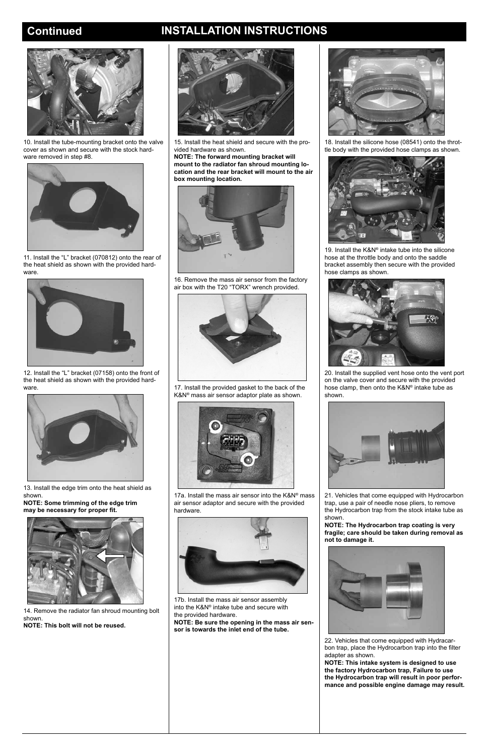# Continued INSTALLATION INSTRUCTIONS

10. Install the tube-mounting bracket onto the valve cover as shown and secure with the stock hardware removed in step #8.

11. Install the "L" bracket (070812) onto the rear of the heat shield as shown with the provided hardware.

12. Install the "L" bracket (07158) onto the front of the heat shield as shown with the provided hardware.

13. Install the edge trim onto the heat shield as shown.
**NOTE: Some trimming of the edge trim may be necessary for proper fit.**

14. Remove the radiator fan shroud mounting bolt shown.
**NOTE: This bolt will not be reused.**

15. Install the heat shield and secure with the provided hardware as shown.
**NOTE: The forward mounting bracket will mount to the radiator fan shroud mounting location and the rear bracket will mount to the air box mounting location.**

16. Remove the mass air sensor from the factory air box with the T20 "TORX" wrench provided.

17. Install the provided gasket to the back of the K&N® mass air sensor adaptor plate as shown.

17a. Install the mass air sensor into the K&N® mass air sensor adaptor and secure with the provided hardware.

17b. Install the mass air sensor assembly into the K&N® intake tube and secure with the provided hardware.
**NOTE: Be sure the opening in the mass air sensor is towards the inlet end of the tube.**

18. Install the silicone hose (08541) onto the throttle body with the provided hose clamps as shown.

19. Install the K&N® intake tube into the silicone hose at the throttle body and onto the saddle bracket assembly then secure with the provided hose clamps as shown.

20. Install the supplied vent hose onto the vent port on the valve cover and secure with the provided hose clamp, then onto the K&N® intake tube as shown.

21. Vehicles that come equipped with Hydrocarbon trap, use a pair of needle nose pliers, to remove the Hydrocarbon trap from the stock intake tube as shown.
**NOTE: The Hydrocarbon trap coating is very fragile; care should be taken during removal as not to damage it.**

22. Vehicles that come equipped with Hydracarbon trap, place the Hydrocarbon trap into the filter adapter as shown.
**NOTE: This intake system is designed to use the factory Hydrocarbon trap, Failure to use the Hydrocarbon trap will result in poor performance and possible engine damage may result.**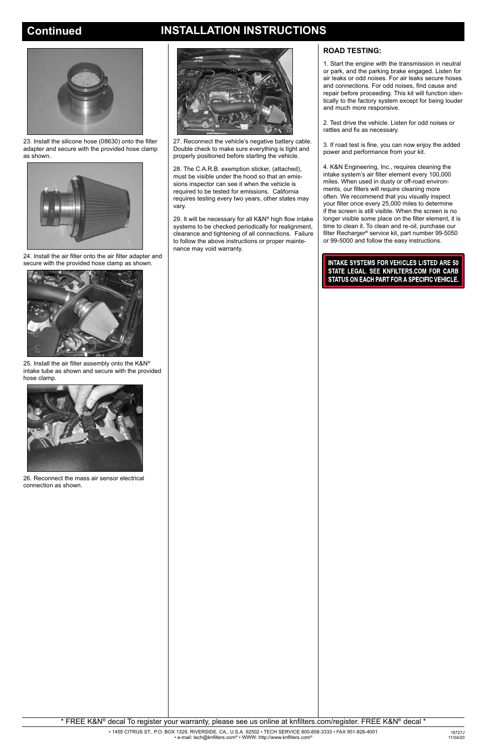## Continued

# INSTALLATION INSTRUCTIONS

23. Install the silicone hose (08630) onto the filter adapter and secure with the provided hose clamp as shown.

24. Install the air filter onto the air filter adapter and secure with the provided hose clamp as shown.

25. Install the air filter assembly onto the K&N® intake tube as shown and secure with the provided hose clamp.

26. Reconnect the mass air sensor electrical connection as shown.

27. Reconnect the vehicle's negative battery cable. Double check to make sure everything is tight and properly positioned before starting the vehicle.

28. The C.A.R.B. exemption sticker, (attached), must be visible under the hood so that an emissions inspector can see it when the vehicle is required to be tested for emissions. California requires testing every two years, other states may vary.

29. It will be necessary for all K&N® high flow intake systems to be checked periodically for realignment, clearance and tightening of all connections. Failure to follow the above instructions or proper maintenance may void warranty.

### ROAD TESTING:

1. Start the engine with the transmission in neutral or park, and the parking brake engaged. Listen for air leaks or odd noises. For air leaks secure hoses and connections. For odd noises, find cause and repair before proceeding. This kit will function identically to the factory system except for being louder and much more responsive.

2. Test drive the vehicle. Listen for odd noises or rattles and fix as necessary.

3. If road test is fine, you can now enjoy the added power and performance from your kit.

4. K&N Engineering, Inc., requires cleaning the intake system's air filter element every 100,000 miles. When used in dusty or off-road environments, our filters will require cleaning more often. We recommend that you visually inspect your filter once every 25,000 miles to determine if the screen is still visible. When the screen is no longer visible some place on the filter element, it is time to clean it. To clean and re-oil, purchase our filter Recharger® service kit, part number 99-5050 or 99-5000 and follow the easy instructions.

**INTAKE SYSTEMS FOR VEHICLES LISTED ARE 50 STATE LEGAL. SEE KNFILTERS.COM FOR CARB STATUS ON EACH PART FOR A SPECIFIC VEHICLE.**

* FREE K&N® decal To register your warranty, please see us online at knfilters.com/register. FREE K&N® decal *

• 1455 CITRUS ST., P.O. BOX 1329, RIVERSIDE, CA., U.S.A. 92502 • TECH SERVICE 800-858-3333 • FAX 951-826-4001
• e-mail: tech@knfilters.com® • WWW: http://www.knfilters.com®

18727J
11/04/20